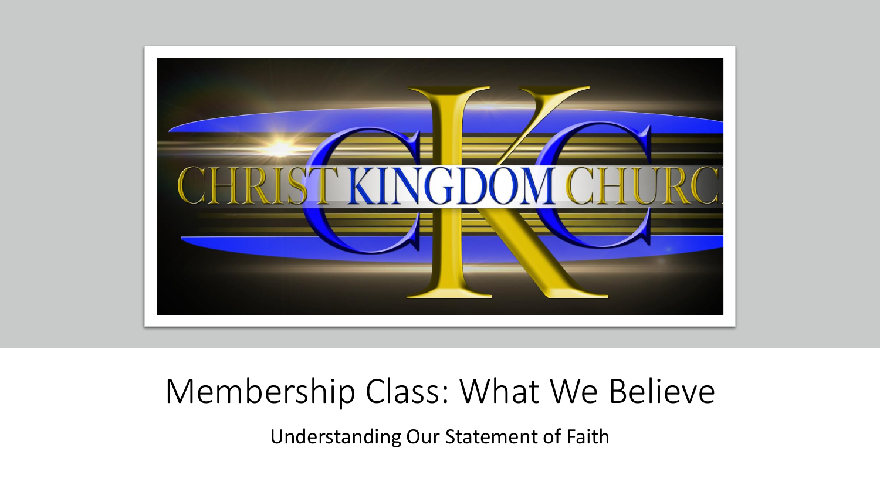# Membership Class: What We Believe

Understanding Our Statement of Faith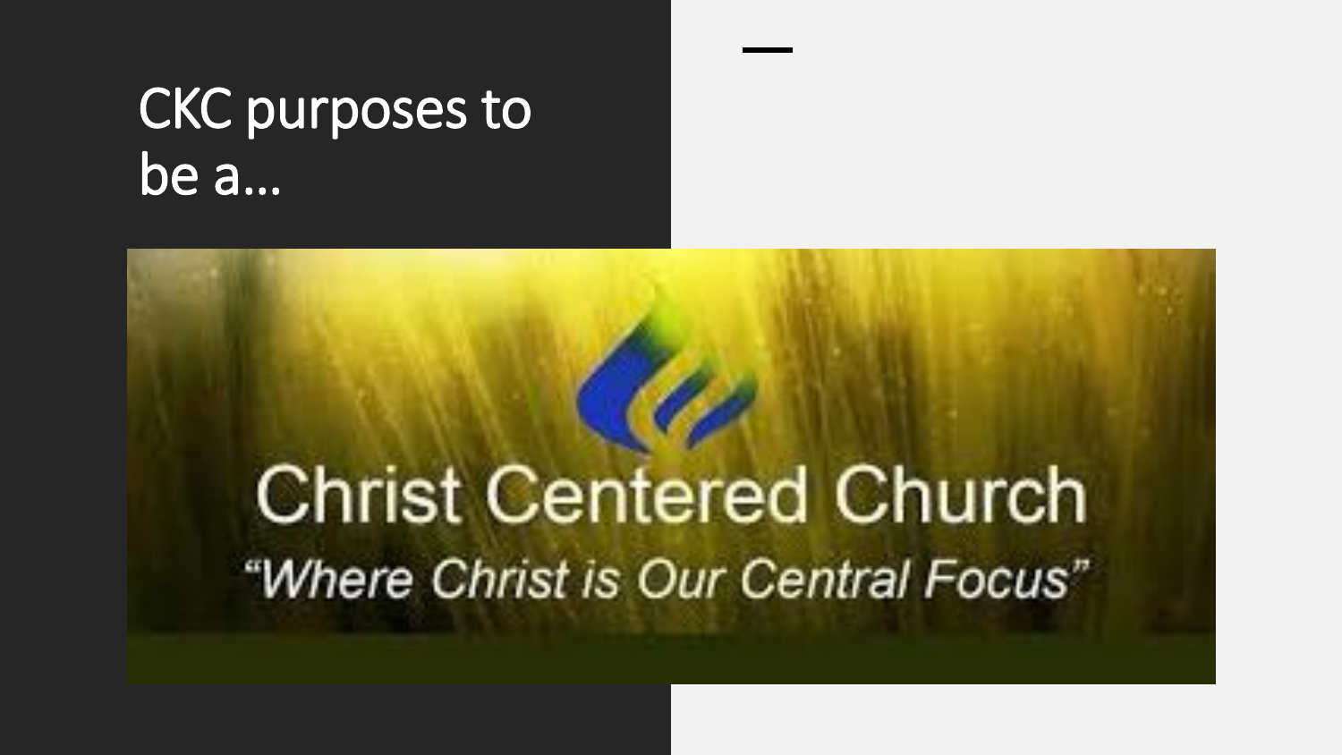# CKC purposes to be a…

Christ Centered Church

*"Where Christ is Our Central Focus"*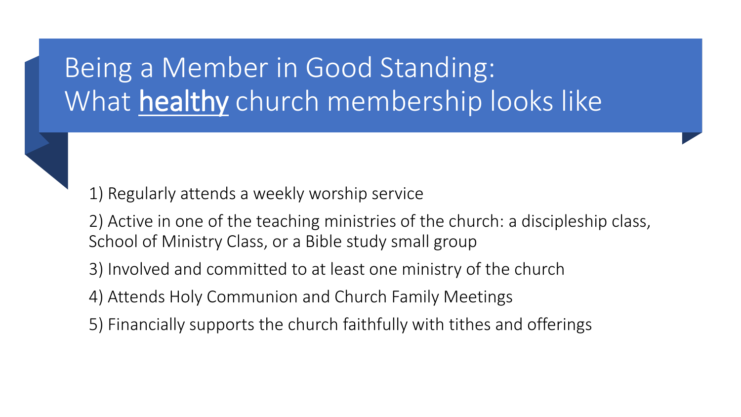# Being a Member in Good Standing: What <u>healthy</u> church membership looks like

1) Regularly attends a weekly worship service

2) Active in one of the teaching ministries of the church: a discipleship class, School of Ministry Class, or a Bible study small group

3) Involved and committed to at least one ministry of the church

4) Attends Holy Communion and Church Family Meetings

5) Financially supports the church faithfully with tithes and offerings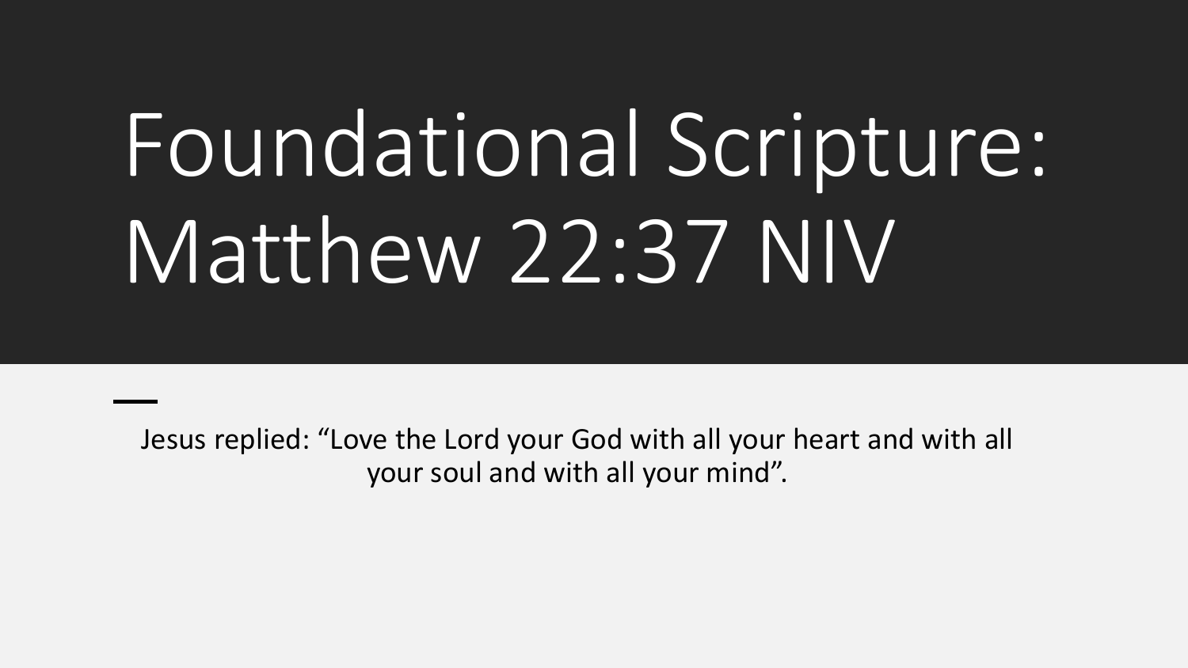# Foundational Scripture: Matthew 22:37 NIV

Jesus replied: “Love the Lord your God with all your heart and with all your soul and with all your mind”.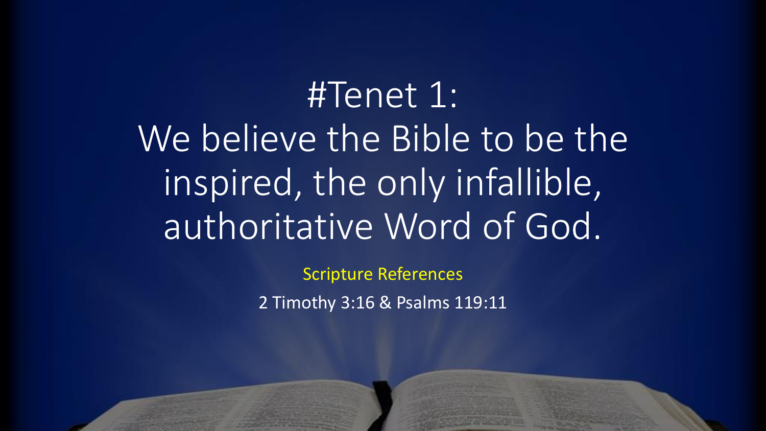# #Tenet 1:

# We believe the Bible to be the inspired, the only infallible, authoritative Word of God.

Scripture References

2 Timothy 3:16 & Psalms 119:11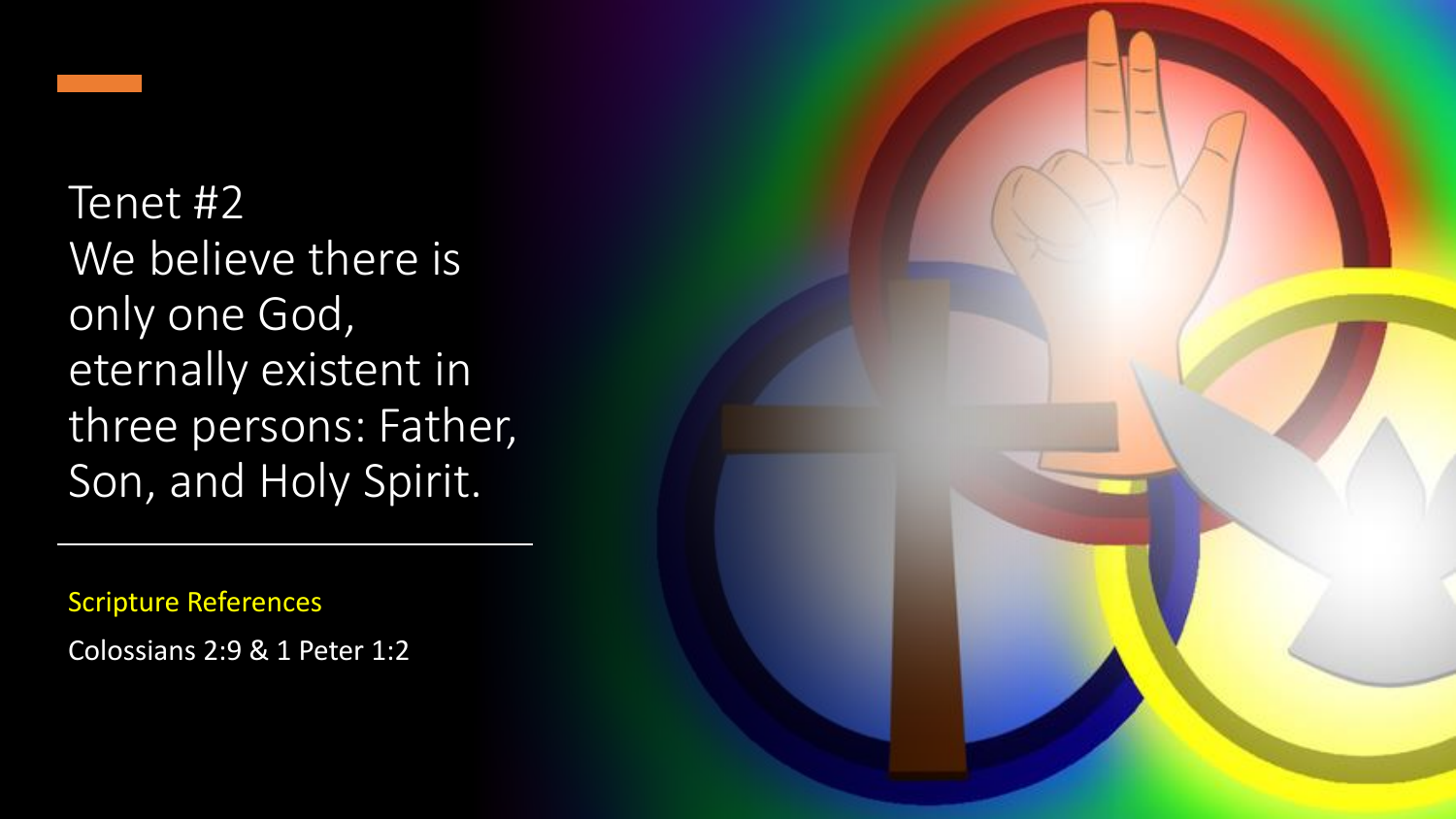## Tenet #2
## We believe there is only one God, eternally existent in three persons: Father, Son, and Holy Spirit.

---

Scripture References

Colossians 2:9 & 1 Peter 1:2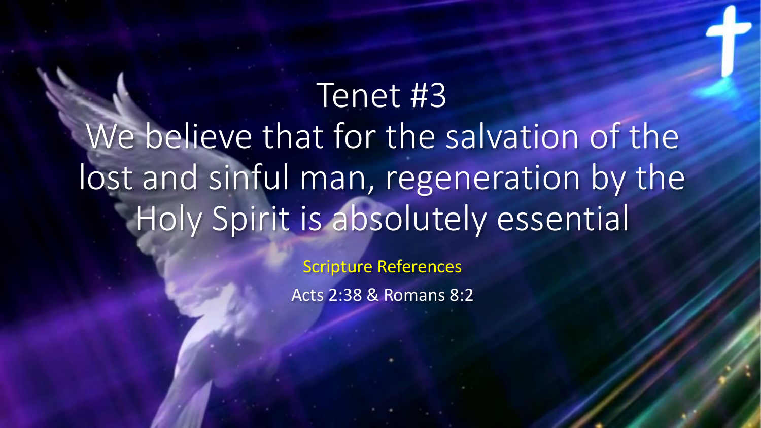# Tenet #3

## We believe that for the salvation of the lost and sinful man, regeneration by the Holy Spirit is absolutely essential

Scripture References

Acts 2:38 & Romans 8:2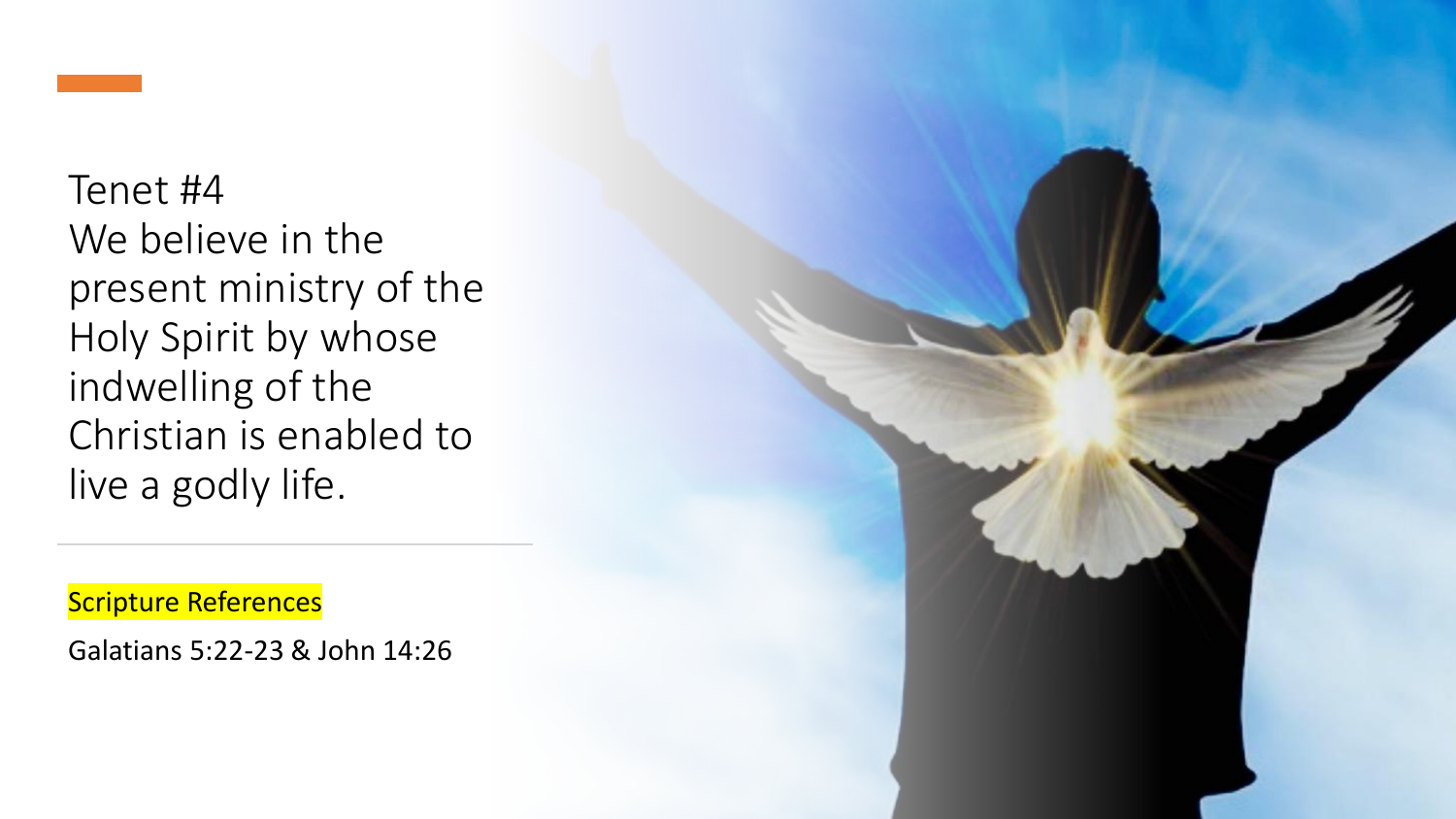Tenet #4

We believe in the present ministry of the Holy Spirit by whose indwelling of the Christian is enabled to live a godly life.

Scripture References

Galatians 5:22-23 & John 14:26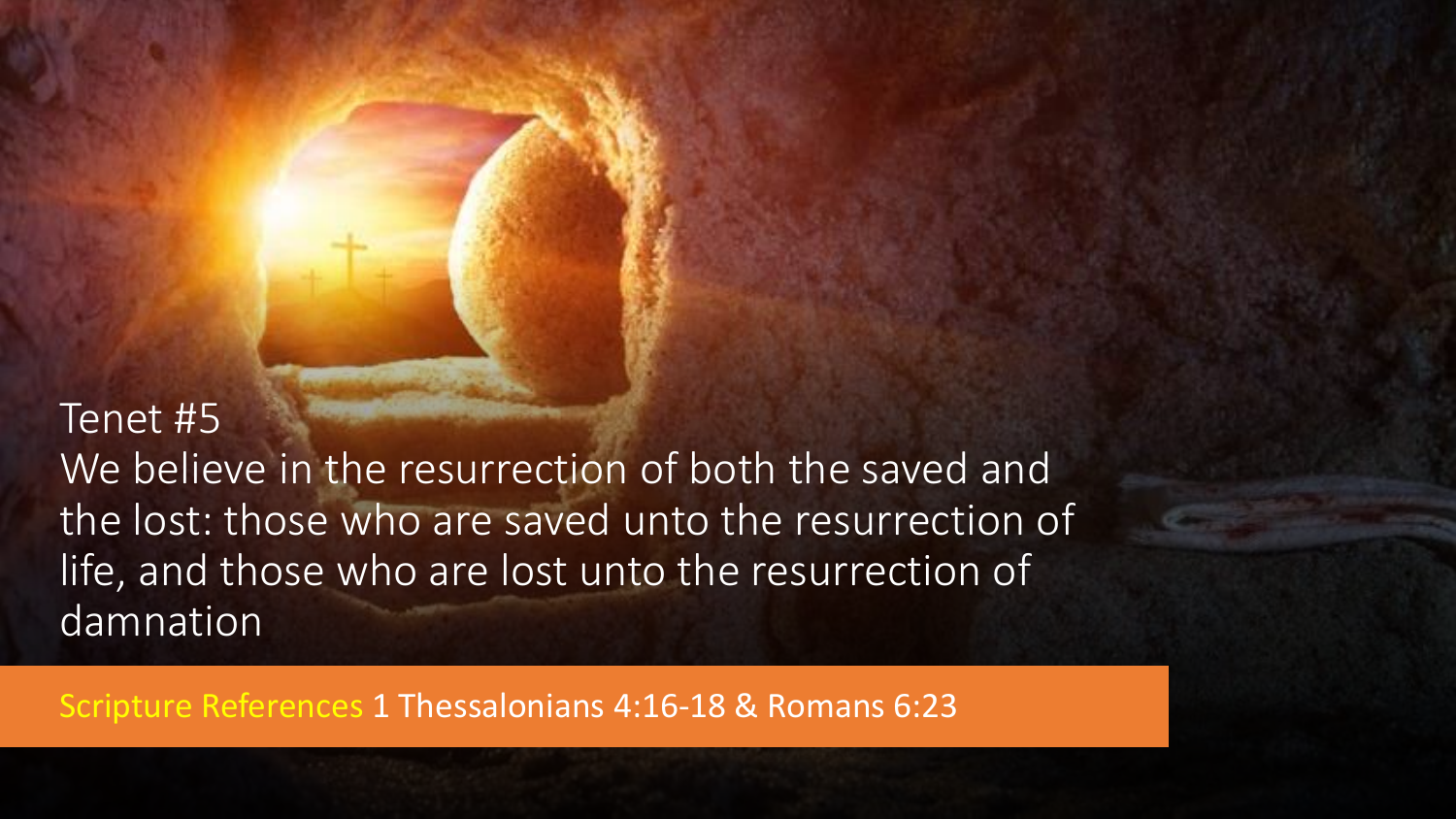## Tenet #5

We believe in the resurrection of both the saved and the lost: those who are saved unto the resurrection of life, and those who are lost unto the resurrection of damnation

Scripture References 1 Thessalonians 4:16-18 & Romans 6:23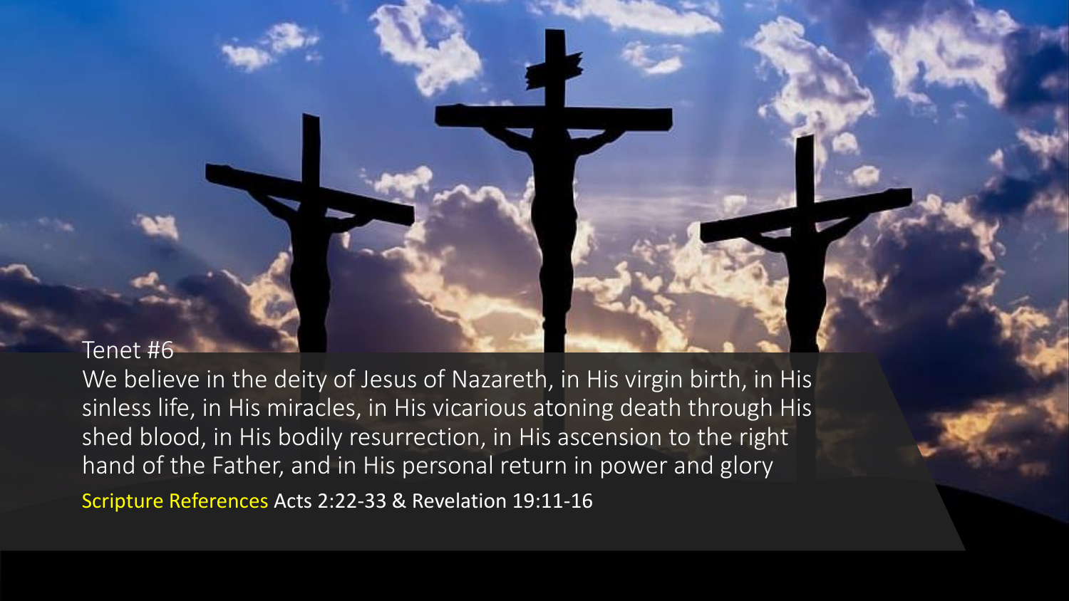Tenet #6

We believe in the deity of Jesus of Nazareth, in His virgin birth, in His sinless life, in His miracles, in His vicarious atoning death through His shed blood, in His bodily resurrection, in His ascension to the right hand of the Father, and in His personal return in power and glory

Scripture References Acts 2:22-33 & Revelation 19:11-16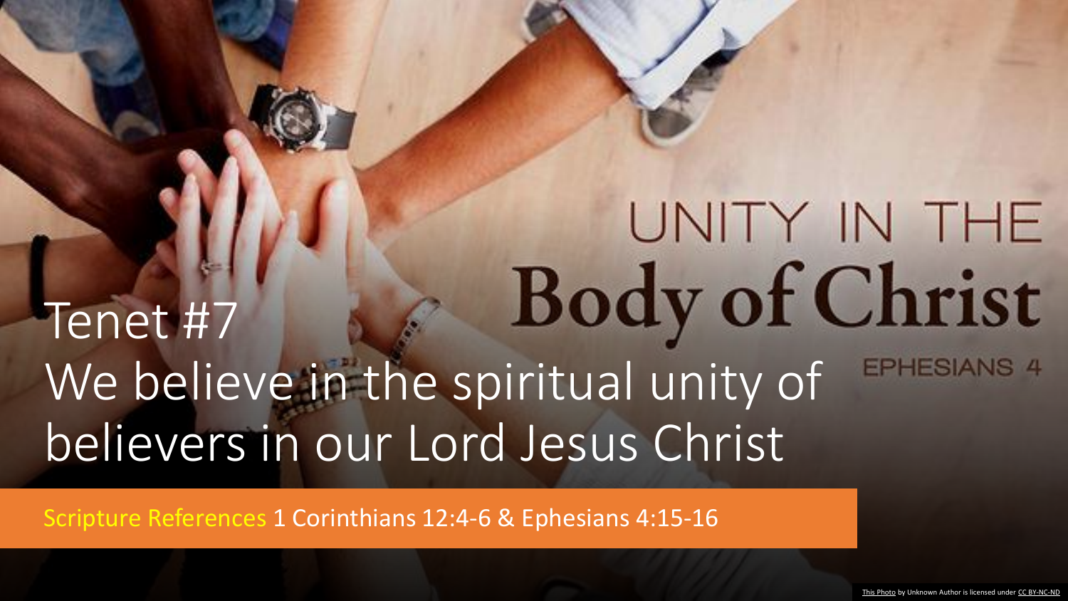UNITY IN THE
**Body of Christ**
EPHESIANS 4

# Tenet #7

We believe in the spiritual unity of believers in our Lord Jesus Christ

Scripture References 1 Corinthians 12:4-6 & Ephesians 4:15-16

This Photo by Unknown Author is licensed under CC BY-NC-ND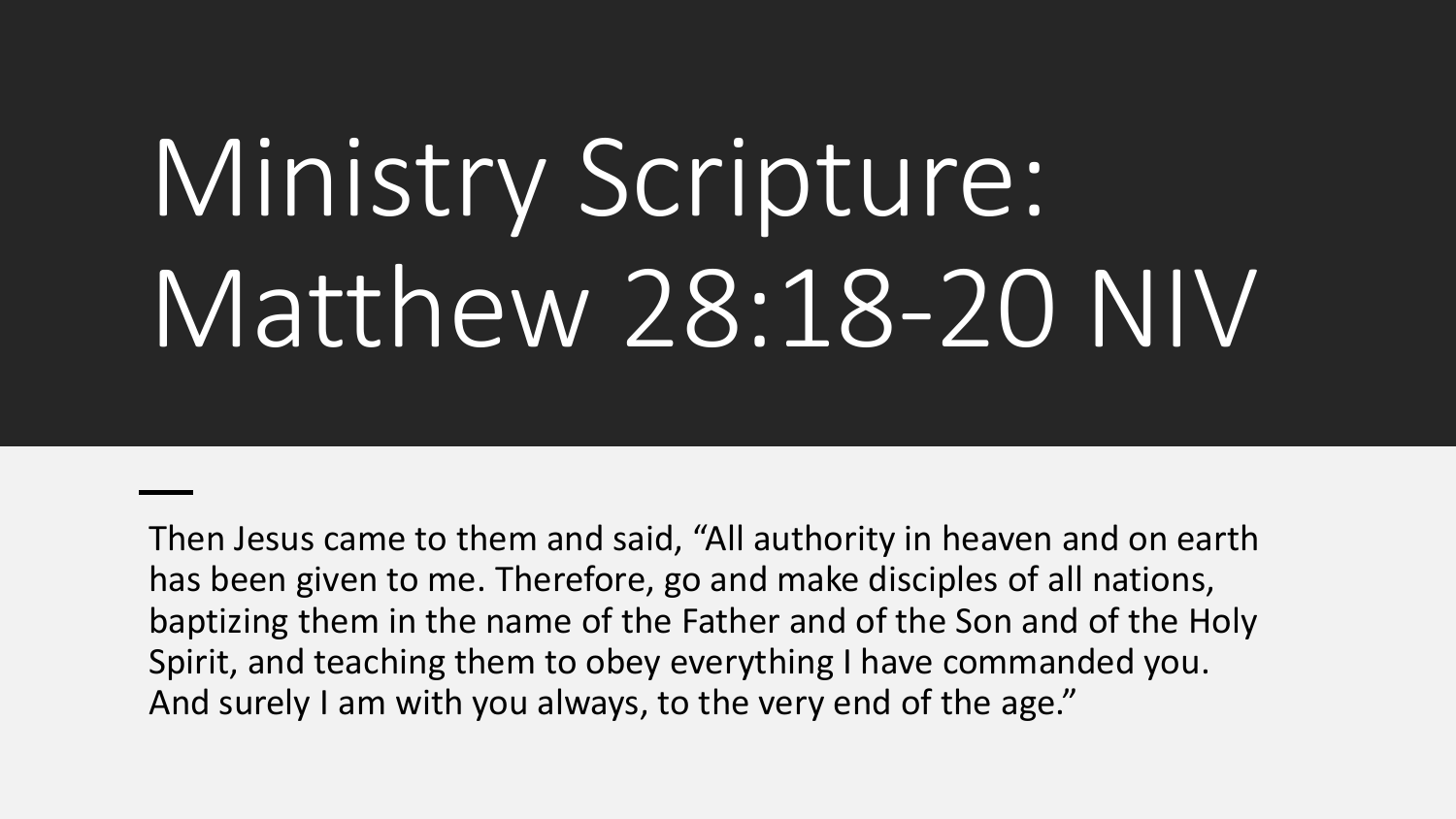# Ministry Scripture: Matthew 28:18-20 NIV

Then Jesus came to them and said, “All authority in heaven and on earth has been given to me. Therefore, go and make disciples of all nations, baptizing them in the name of the Father and of the Son and of the Holy Spirit, and teaching them to obey everything I have commanded you. And surely I am with you always, to the very end of the age.”